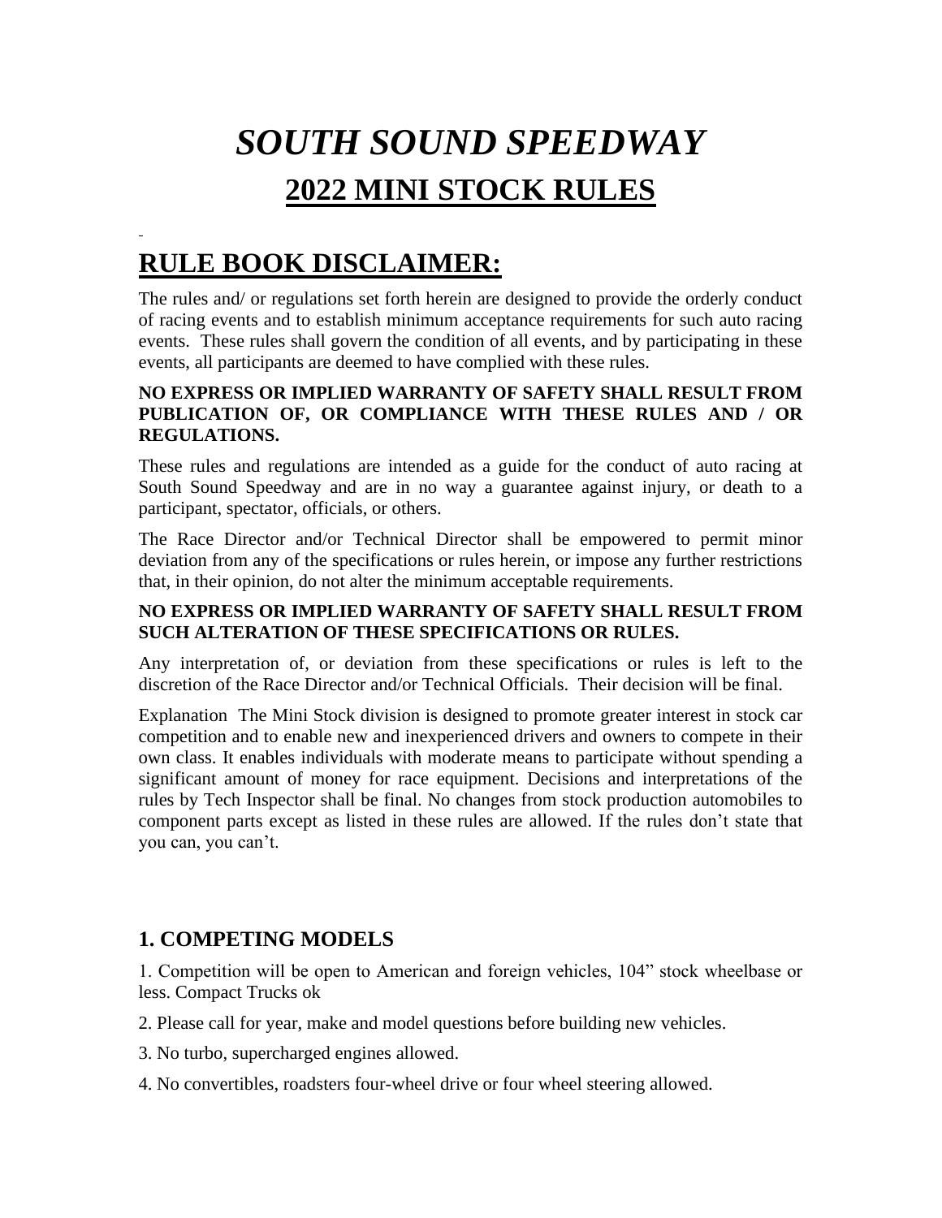# *SOUTH SOUND SPEEDWAY*

## 2022 MINI STOCK RULES

# RULE BOOK DISCLAIMER:

The rules and/ or regulations set forth herein are designed to provide the orderly conduct of racing events and to establish minimum acceptance requirements for such auto racing events. These rules shall govern the condition of all events, and by participating in these events, all participants are deemed to have complied with these rules.

**NO EXPRESS OR IMPLIED WARRANTY OF SAFETY SHALL RESULT FROM PUBLICATION OF, OR COMPLIANCE WITH THESE RULES AND / OR REGULATIONS.**

These rules and regulations are intended as a guide for the conduct of auto racing at South Sound Speedway and are in no way a guarantee against injury, or death to a participant, spectator, officials, or others.

The Race Director and/or Technical Director shall be empowered to permit minor deviation from any of the specifications or rules herein, or impose any further restrictions that, in their opinion, do not alter the minimum acceptable requirements.

**NO EXPRESS OR IMPLIED WARRANTY OF SAFETY SHALL RESULT FROM SUCH ALTERATION OF THESE SPECIFICATIONS OR RULES.**

Any interpretation of, or deviation from these specifications or rules is left to the discretion of the Race Director and/or Technical Officials. Their decision will be final.

Explanation The Mini Stock division is designed to promote greater interest in stock car competition and to enable new and inexperienced drivers and owners to compete in their own class. It enables individuals with moderate means to participate without spending a significant amount of money for race equipment. Decisions and interpretations of the rules by Tech Inspector shall be final. No changes from stock production automobiles to component parts except as listed in these rules are allowed. If the rules don't state that you can, you can't.

### 1. COMPETING MODELS

1. Competition will be open to American and foreign vehicles, 104" stock wheelbase or less. Compact Trucks ok

2. Please call for year, make and model questions before building new vehicles.

3. No turbo, supercharged engines allowed.

4. No convertibles, roadsters four-wheel drive or four wheel steering allowed.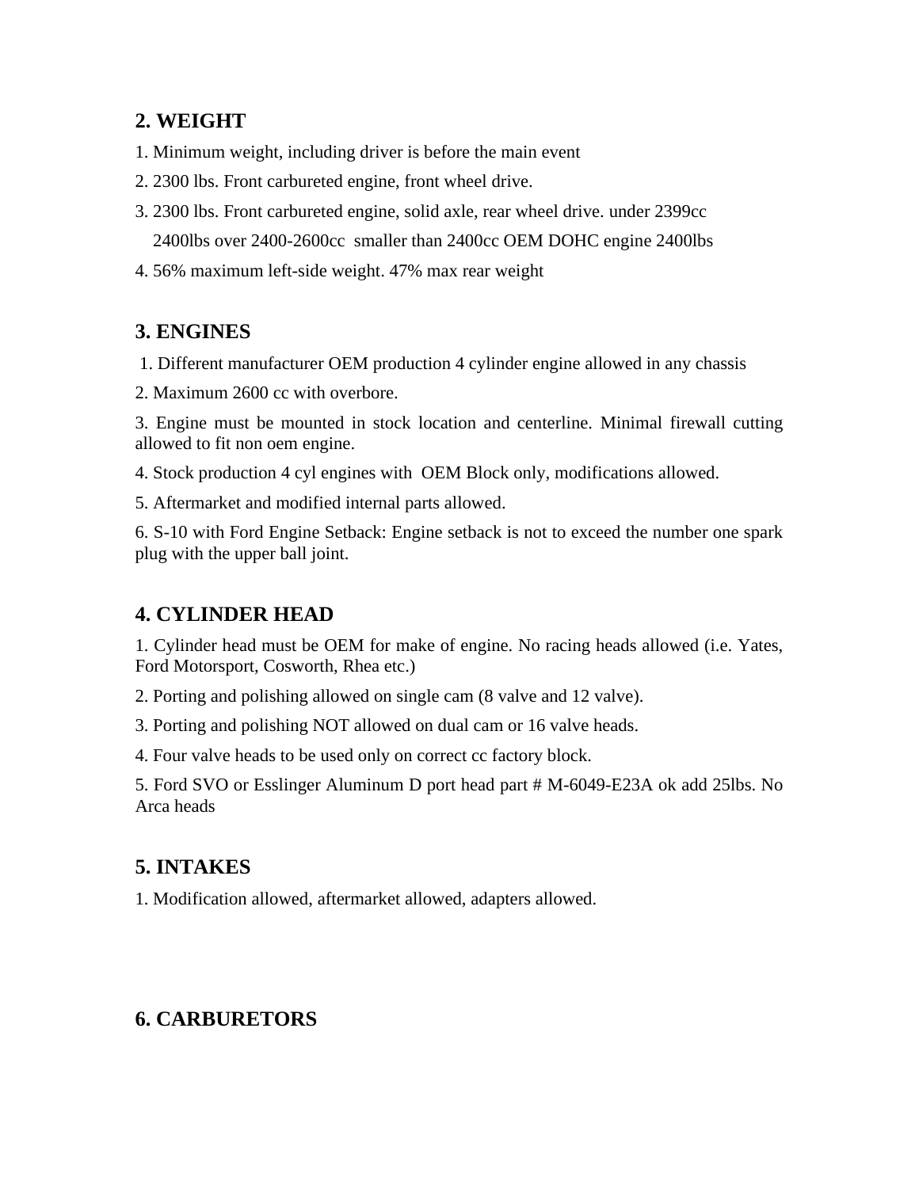## 2. WEIGHT

1. Minimum weight, including driver is before the main event
2. 2300 lbs. Front carbureted engine, front wheel drive.
3. 2300 lbs. Front carbureted engine, solid axle, rear wheel drive. under 2399cc
   2400lbs over 2400-2600cc smaller than 2400cc OEM DOHC engine 2400lbs
4. 56% maximum left-side weight. 47% max rear weight

## 3. ENGINES

1. Different manufacturer OEM production 4 cylinder engine allowed in any chassis
2. Maximum 2600 cc with overbore.
3. Engine must be mounted in stock location and centerline. Minimal firewall cutting allowed to fit non oem engine.
4. Stock production 4 cyl engines with OEM Block only, modifications allowed.
5. Aftermarket and modified internal parts allowed.
6. S-10 with Ford Engine Setback: Engine setback is not to exceed the number one spark plug with the upper ball joint.

## 4. CYLINDER HEAD

1. Cylinder head must be OEM for make of engine. No racing heads allowed (i.e. Yates, Ford Motorsport, Cosworth, Rhea etc.)
2. Porting and polishing allowed on single cam (8 valve and 12 valve).
3. Porting and polishing NOT allowed on dual cam or 16 valve heads.
4. Four valve heads to be used only on correct cc factory block.
5. Ford SVO or Esslinger Aluminum D port head part # M-6049-E23A ok add 25lbs. No Arca heads

## 5. INTAKES

1. Modification allowed, aftermarket allowed, adapters allowed.

## 6. CARBURETORS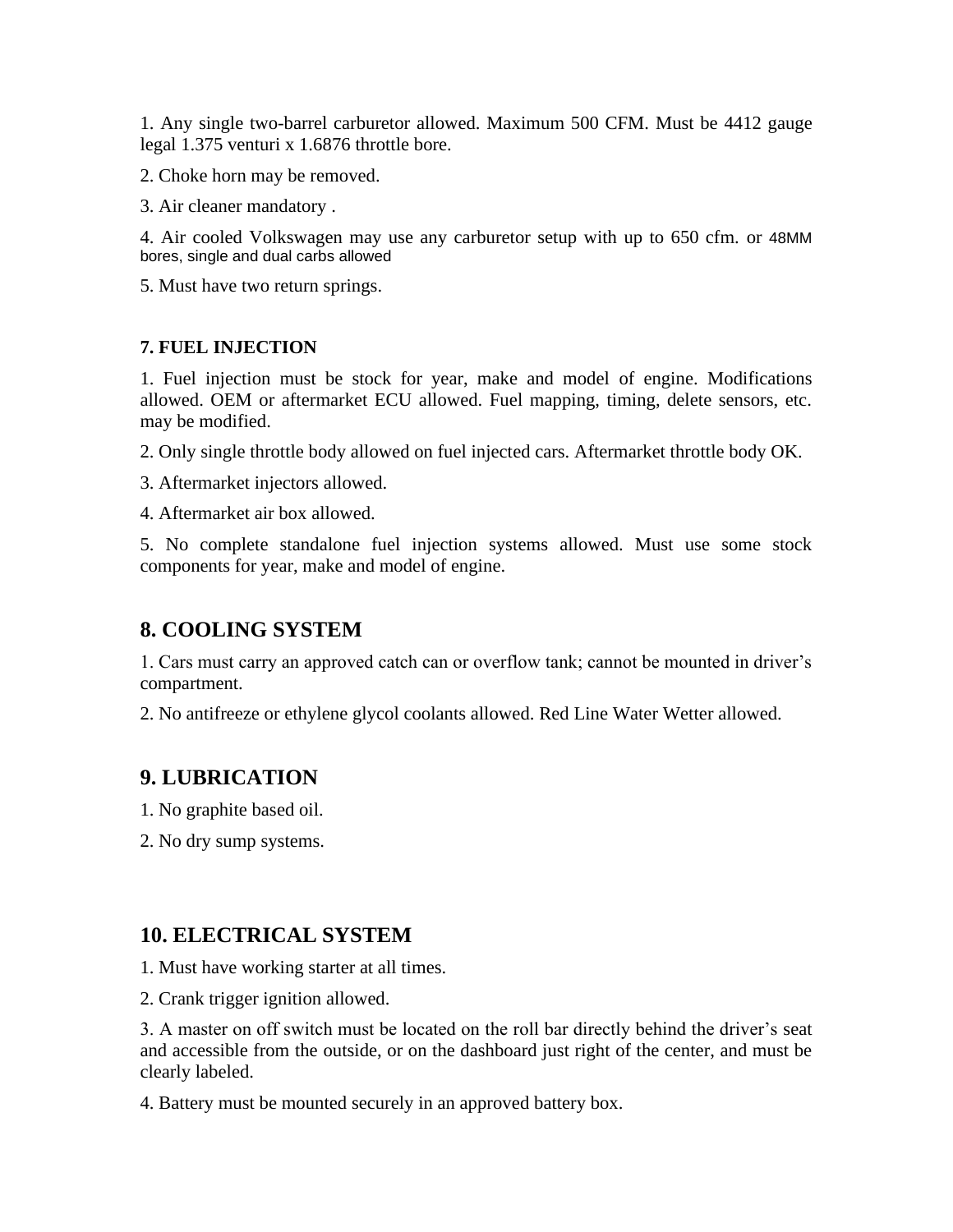1. Any single two-barrel carburetor allowed. Maximum 500 CFM. Must be 4412 gauge legal 1.375 venturi x 1.6876 throttle bore.

2. Choke horn may be removed.

3. Air cleaner mandatory .

4. Air cooled Volkswagen may use any carburetor setup with up to 650 cfm. or 48MM bores, single and dual carbs allowed

5. Must have two return springs.

### 7. FUEL INJECTION

1. Fuel injection must be stock for year, make and model of engine. Modifications allowed. OEM or aftermarket ECU allowed. Fuel mapping, timing, delete sensors, etc. may be modified.

2. Only single throttle body allowed on fuel injected cars. Aftermarket throttle body OK.

3. Aftermarket injectors allowed.

4. Aftermarket air box allowed.

5. No complete standalone fuel injection systems allowed. Must use some stock components for year, make and model of engine.

## 8. COOLING SYSTEM

1. Cars must carry an approved catch can or overflow tank; cannot be mounted in driver's compartment.

2. No antifreeze or ethylene glycol coolants allowed. Red Line Water Wetter allowed.

## 9. LUBRICATION

1. No graphite based oil.

2. No dry sump systems.

## 10. ELECTRICAL SYSTEM

1. Must have working starter at all times.

2. Crank trigger ignition allowed.

3. A master on off switch must be located on the roll bar directly behind the driver's seat and accessible from the outside, or on the dashboard just right of the center, and must be clearly labeled.

4. Battery must be mounted securely in an approved battery box.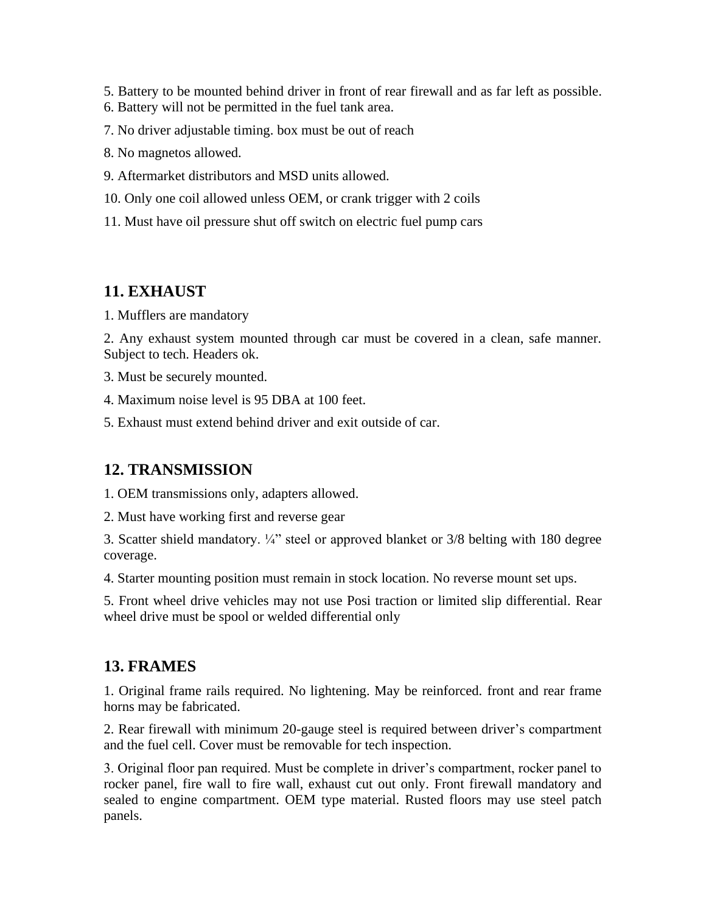5. Battery to be mounted behind driver in front of rear firewall and as far left as possible.
6. Battery will not be permitted in the fuel tank area.

7. No driver adjustable timing. box must be out of reach

8. No magnetos allowed.

9. Aftermarket distributors and MSD units allowed.

10. Only one coil allowed unless OEM, or crank trigger with 2 coils

11. Must have oil pressure shut off switch on electric fuel pump cars

## 11. EXHAUST

1. Mufflers are mandatory

2. Any exhaust system mounted through car must be covered in a clean, safe manner. Subject to tech. Headers ok.

3. Must be securely mounted.

4. Maximum noise level is 95 DBA at 100 feet.

5. Exhaust must extend behind driver and exit outside of car.

## 12. TRANSMISSION

1. OEM transmissions only, adapters allowed.

2. Must have working first and reverse gear

3. Scatter shield mandatory. ¼" steel or approved blanket or 3/8 belting with 180 degree coverage.

4. Starter mounting position must remain in stock location. No reverse mount set ups.

5. Front wheel drive vehicles may not use Posi traction or limited slip differential. Rear wheel drive must be spool or welded differential only

## 13. FRAMES

1. Original frame rails required. No lightening. May be reinforced. front and rear frame horns may be fabricated.

2. Rear firewall with minimum 20-gauge steel is required between driver's compartment and the fuel cell. Cover must be removable for tech inspection.

3. Original floor pan required. Must be complete in driver's compartment, rocker panel to rocker panel, fire wall to fire wall, exhaust cut out only. Front firewall mandatory and sealed to engine compartment. OEM type material. Rusted floors may use steel patch panels.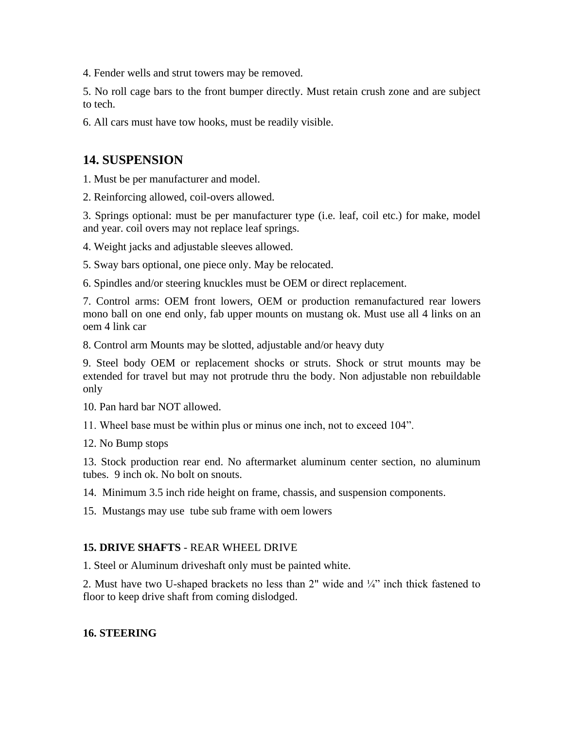4. Fender wells and strut towers may be removed.

5. No roll cage bars to the front bumper directly. Must retain crush zone and are subject to tech.

6. All cars must have tow hooks, must be readily visible.

## 14. SUSPENSION

1. Must be per manufacturer and model.

2. Reinforcing allowed, coil-overs allowed.

3. Springs optional: must be per manufacturer type (i.e. leaf, coil etc.) for make, model and year. coil overs may not replace leaf springs.

4. Weight jacks and adjustable sleeves allowed.

5. Sway bars optional, one piece only. May be relocated.

6. Spindles and/or steering knuckles must be OEM or direct replacement.

7. Control arms: OEM front lowers, OEM or production remanufactured rear lowers mono ball on one end only, fab upper mounts on mustang ok. Must use all 4 links on an oem 4 link car

8. Control arm Mounts may be slotted, adjustable and/or heavy duty

9. Steel body OEM or replacement shocks or struts. Shock or strut mounts may be extended for travel but may not protrude thru the body. Non adjustable non rebuildable only

10. Pan hard bar NOT allowed.

11. Wheel base must be within plus or minus one inch, not to exceed 104".

12. No Bump stops

13. Stock production rear end. No aftermarket aluminum center section, no aluminum tubes. 9 inch ok. No bolt on snouts.

14. Minimum 3.5 inch ride height on frame, chassis, and suspension components.

15. Mustangs may use tube sub frame with oem lowers

**15. DRIVE SHAFTS** - REAR WHEEL DRIVE

1. Steel or Aluminum driveshaft only must be painted white.

2. Must have two U-shaped brackets no less than 2" wide and ¼" inch thick fastened to floor to keep drive shaft from coming dislodged.

**16. STEERING**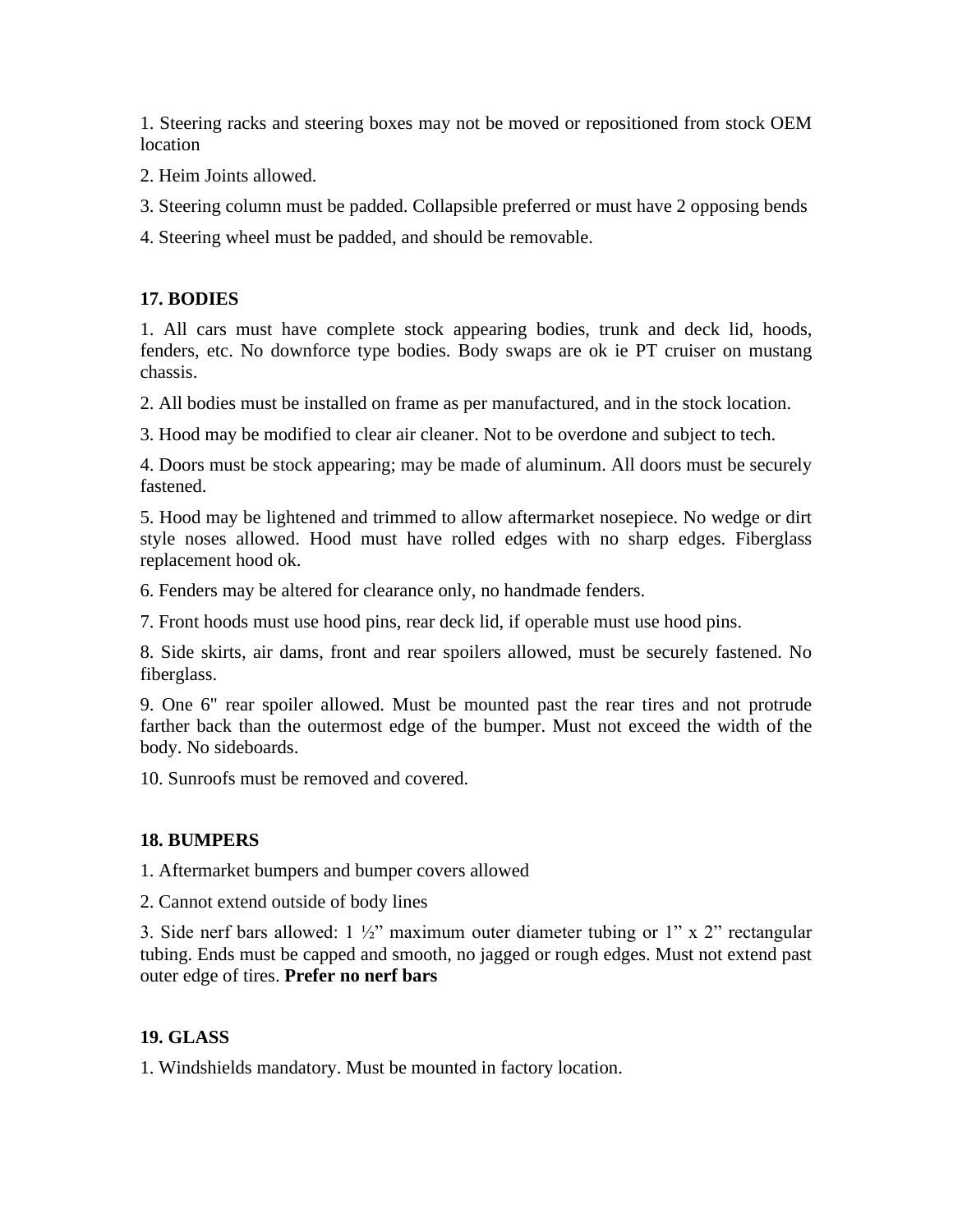1. Steering racks and steering boxes may not be moved or repositioned from stock OEM location

2. Heim Joints allowed.

3. Steering column must be padded. Collapsible preferred or must have 2 opposing bends

4. Steering wheel must be padded, and should be removable.

## 17. BODIES

1. All cars must have complete stock appearing bodies, trunk and deck lid, hoods, fenders, etc. No downforce type bodies. Body swaps are ok ie PT cruiser on mustang chassis.

2. All bodies must be installed on frame as per manufactured, and in the stock location.

3. Hood may be modified to clear air cleaner. Not to be overdone and subject to tech.

4. Doors must be stock appearing; may be made of aluminum. All doors must be securely fastened.

5. Hood may be lightened and trimmed to allow aftermarket nosepiece. No wedge or dirt style noses allowed. Hood must have rolled edges with no sharp edges. Fiberglass replacement hood ok.

6. Fenders may be altered for clearance only, no handmade fenders.

7. Front hoods must use hood pins, rear deck lid, if operable must use hood pins.

8. Side skirts, air dams, front and rear spoilers allowed, must be securely fastened. No fiberglass.

9. One 6" rear spoiler allowed. Must be mounted past the rear tires and not protrude farther back than the outermost edge of the bumper. Must not exceed the width of the body. No sideboards.

10. Sunroofs must be removed and covered.

## 18. BUMPERS

1. Aftermarket bumpers and bumper covers allowed

2. Cannot extend outside of body lines

3. Side nerf bars allowed: 1 ½” maximum outer diameter tubing or 1” x 2” rectangular tubing. Ends must be capped and smooth, no jagged or rough edges. Must not extend past outer edge of tires. **Prefer no nerf bars**

## 19. GLASS

1. Windshields mandatory. Must be mounted in factory location.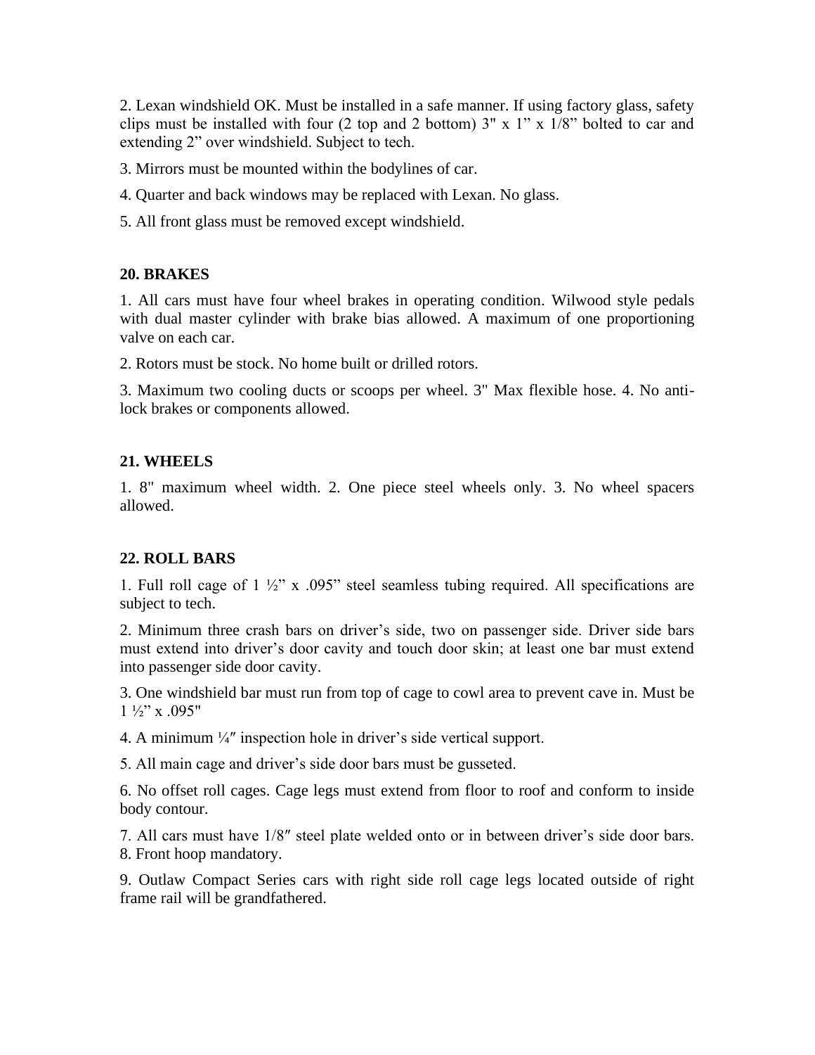2. Lexan windshield OK. Must be installed in a safe manner. If using factory glass, safety clips must be installed with four (2 top and 2 bottom) 3" x 1” x 1/8” bolted to car and extending 2” over windshield. Subject to tech.

3. Mirrors must be mounted within the bodylines of car.

4. Quarter and back windows may be replaced with Lexan. No glass.

5. All front glass must be removed except windshield.

**20. BRAKES**

1. All cars must have four wheel brakes in operating condition. Wilwood style pedals with dual master cylinder with brake bias allowed. A maximum of one proportioning valve on each car.

2. Rotors must be stock. No home built or drilled rotors.

3. Maximum two cooling ducts or scoops per wheel. 3" Max flexible hose. 4. No anti-lock brakes or components allowed.

**21. WHEELS**

1. 8" maximum wheel width. 2. One piece steel wheels only. 3. No wheel spacers allowed.

**22. ROLL BARS**

1. Full roll cage of 1 ½” x .095” steel seamless tubing required. All specifications are subject to tech.

2. Minimum three crash bars on driver’s side, two on passenger side. Driver side bars must extend into driver’s door cavity and touch door skin; at least one bar must extend into passenger side door cavity.

3. One windshield bar must run from top of cage to cowl area to prevent cave in. Must be 1 ½” x .095"

4. A minimum ¼″ inspection hole in driver’s side vertical support.

5. All main cage and driver’s side door bars must be gusseted.

6. No offset roll cages. Cage legs must extend from floor to roof and conform to inside body contour.

7. All cars must have 1/8″ steel plate welded onto or in between driver’s side door bars. 8. Front hoop mandatory.

9. Outlaw Compact Series cars with right side roll cage legs located outside of right frame rail will be grandfathered.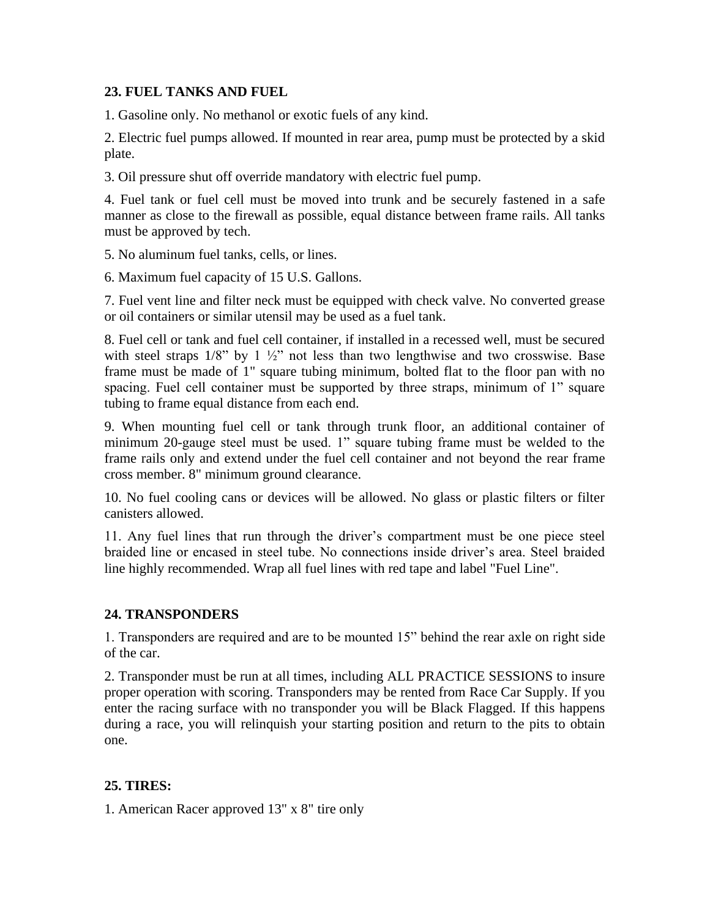**23. FUEL TANKS AND FUEL**

1. Gasoline only. No methanol or exotic fuels of any kind.

2. Electric fuel pumps allowed. If mounted in rear area, pump must be protected by a skid plate.

3. Oil pressure shut off override mandatory with electric fuel pump.

4. Fuel tank or fuel cell must be moved into trunk and be securely fastened in a safe manner as close to the firewall as possible, equal distance between frame rails. All tanks must be approved by tech.

5. No aluminum fuel tanks, cells, or lines.

6. Maximum fuel capacity of 15 U.S. Gallons.

7. Fuel vent line and filter neck must be equipped with check valve. No converted grease or oil containers or similar utensil may be used as a fuel tank.

8. Fuel cell or tank and fuel cell container, if installed in a recessed well, must be secured with steel straps 1/8” by 1 ½” not less than two lengthwise and two crosswise. Base frame must be made of 1" square tubing minimum, bolted flat to the floor pan with no spacing. Fuel cell container must be supported by three straps, minimum of 1” square tubing to frame equal distance from each end.

9. When mounting fuel cell or tank through trunk floor, an additional container of minimum 20-gauge steel must be used. 1” square tubing frame must be welded to the frame rails only and extend under the fuel cell container and not beyond the rear frame cross member. 8" minimum ground clearance.

10. No fuel cooling cans or devices will be allowed. No glass or plastic filters or filter canisters allowed.

11. Any fuel lines that run through the driver’s compartment must be one piece steel braided line or encased in steel tube. No connections inside driver’s area. Steel braided line highly recommended. Wrap all fuel lines with red tape and label "Fuel Line".

**24. TRANSPONDERS**

1. Transponders are required and are to be mounted 15” behind the rear axle on right side of the car.

2. Transponder must be run at all times, including ALL PRACTICE SESSIONS to insure proper operation with scoring. Transponders may be rented from Race Car Supply. If you enter the racing surface with no transponder you will be Black Flagged. If this happens during a race, you will relinquish your starting position and return to the pits to obtain one.

**25. TIRES:**

1. American Racer approved 13" x 8" tire only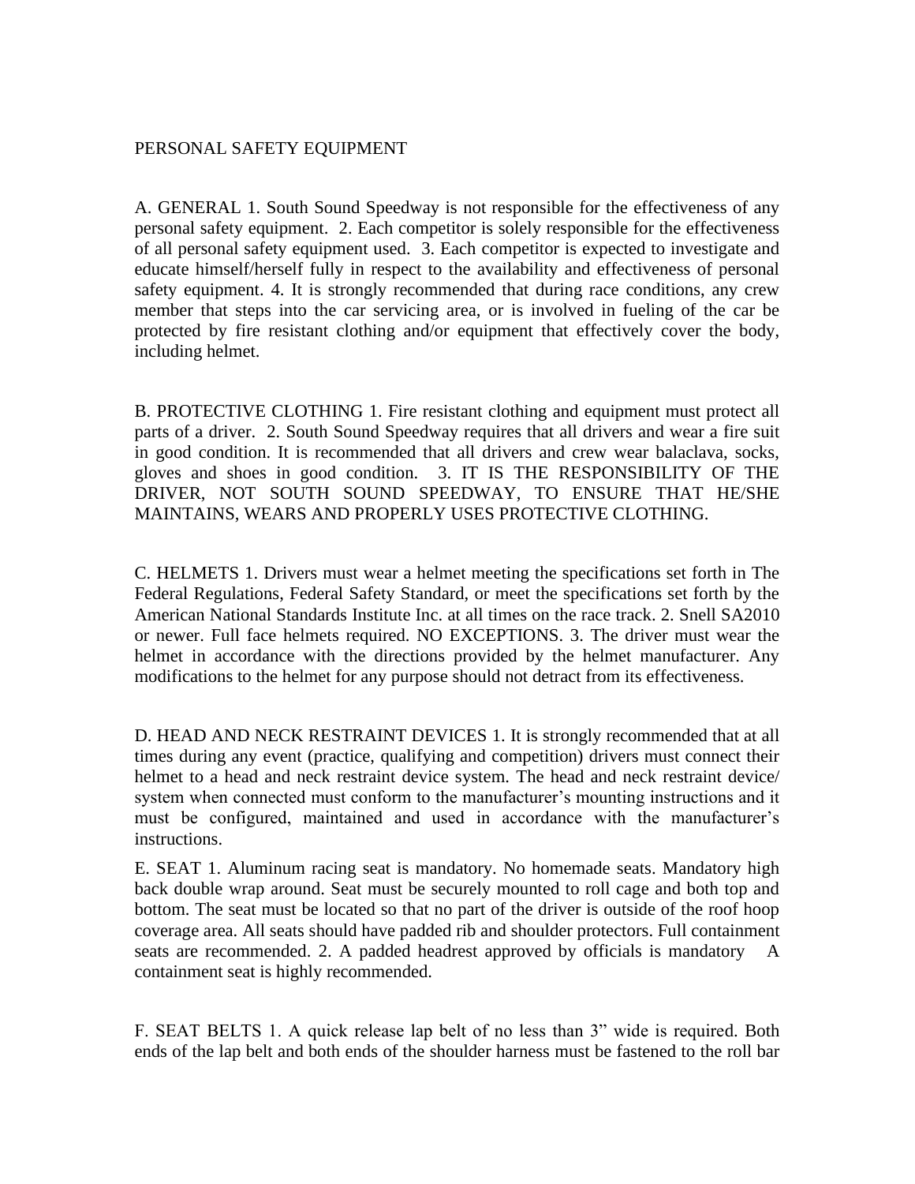PERSONAL SAFETY EQUIPMENT

A. GENERAL 1. South Sound Speedway is not responsible for the effectiveness of any personal safety equipment. 2. Each competitor is solely responsible for the effectiveness of all personal safety equipment used. 3. Each competitor is expected to investigate and educate himself/herself fully in respect to the availability and effectiveness of personal safety equipment. 4. It is strongly recommended that during race conditions, any crew member that steps into the car servicing area, or is involved in fueling of the car be protected by fire resistant clothing and/or equipment that effectively cover the body, including helmet.

B. PROTECTIVE CLOTHING 1. Fire resistant clothing and equipment must protect all parts of a driver. 2. South Sound Speedway requires that all drivers and wear a fire suit in good condition. It is recommended that all drivers and crew wear balaclava, socks, gloves and shoes in good condition. 3. IT IS THE RESPONSIBILITY OF THE DRIVER, NOT SOUTH SOUND SPEEDWAY, TO ENSURE THAT HE/SHE MAINTAINS, WEARS AND PROPERLY USES PROTECTIVE CLOTHING.

C. HELMETS 1. Drivers must wear a helmet meeting the specifications set forth in The Federal Regulations, Federal Safety Standard, or meet the specifications set forth by the American National Standards Institute Inc. at all times on the race track. 2. Snell SA2010 or newer. Full face helmets required. NO EXCEPTIONS. 3. The driver must wear the helmet in accordance with the directions provided by the helmet manufacturer. Any modifications to the helmet for any purpose should not detract from its effectiveness.

D. HEAD AND NECK RESTRAINT DEVICES 1. It is strongly recommended that at all times during any event (practice, qualifying and competition) drivers must connect their helmet to a head and neck restraint device system. The head and neck restraint device/ system when connected must conform to the manufacturer's mounting instructions and it must be configured, maintained and used in accordance with the manufacturer's instructions.

E. SEAT 1. Aluminum racing seat is mandatory. No homemade seats. Mandatory high back double wrap around. Seat must be securely mounted to roll cage and both top and bottom. The seat must be located so that no part of the driver is outside of the roof hoop coverage area. All seats should have padded rib and shoulder protectors. Full containment seats are recommended. 2. A padded headrest approved by officials is mandatory A containment seat is highly recommended.

F. SEAT BELTS 1. A quick release lap belt of no less than 3" wide is required. Both ends of the lap belt and both ends of the shoulder harness must be fastened to the roll bar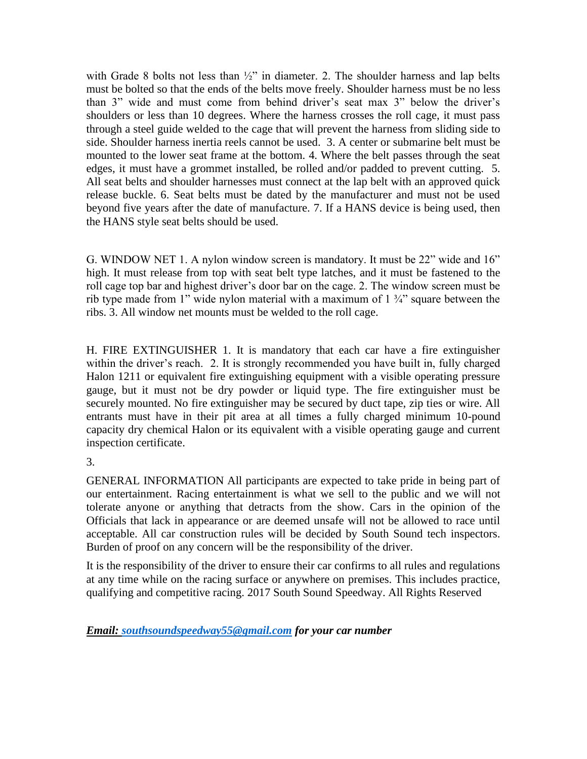with Grade 8 bolts not less than ½" in diameter. 2. The shoulder harness and lap belts must be bolted so that the ends of the belts move freely. Shoulder harness must be no less than 3" wide and must come from behind driver's seat max 3" below the driver's shoulders or less than 10 degrees. Where the harness crosses the roll cage, it must pass through a steel guide welded to the cage that will prevent the harness from sliding side to side. Shoulder harness inertia reels cannot be used. 3. A center or submarine belt must be mounted to the lower seat frame at the bottom. 4. Where the belt passes through the seat edges, it must have a grommet installed, be rolled and/or padded to prevent cutting. 5. All seat belts and shoulder harnesses must connect at the lap belt with an approved quick release buckle. 6. Seat belts must be dated by the manufacturer and must not be used beyond five years after the date of manufacture. 7. If a HANS device is being used, then the HANS style seat belts should be used.

G. WINDOW NET 1. A nylon window screen is mandatory. It must be 22" wide and 16" high. It must release from top with seat belt type latches, and it must be fastened to the roll cage top bar and highest driver's door bar on the cage. 2. The window screen must be rib type made from 1" wide nylon material with a maximum of 1 ¾" square between the ribs. 3. All window net mounts must be welded to the roll cage.

H. FIRE EXTINGUISHER 1. It is mandatory that each car have a fire extinguisher within the driver's reach. 2. It is strongly recommended you have built in, fully charged Halon 1211 or equivalent fire extinguishing equipment with a visible operating pressure gauge, but it must not be dry powder or liquid type. The fire extinguisher must be securely mounted. No fire extinguisher may be secured by duct tape, zip ties or wire. All entrants must have in their pit area at all times a fully charged minimum 10-pound capacity dry chemical Halon or its equivalent with a visible operating gauge and current inspection certificate.

3.

GENERAL INFORMATION All participants are expected to take pride in being part of our entertainment. Racing entertainment is what we sell to the public and we will not tolerate anyone or anything that detracts from the show. Cars in the opinion of the Officials that lack in appearance or are deemed unsafe will not be allowed to race until acceptable. All car construction rules will be decided by South Sound tech inspectors. Burden of proof on any concern will be the responsibility of the driver.

It is the responsibility of the driver to ensure their car confirms to all rules and regulations at any time while on the racing surface or anywhere on premises. This includes practice, qualifying and competitive racing. 2017 South Sound Speedway. All Rights Reserved

***Email: southsoundspeedway55@gmail.com for your car number***